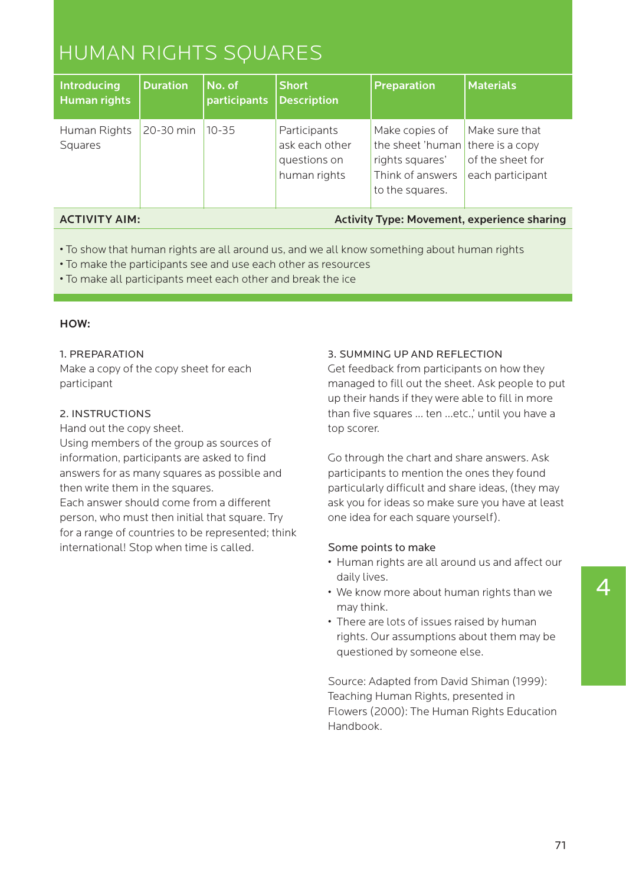# HUMAN RIGHTS SQUARES

| Introducing Human rights | Duration | No. of participants | Short Description | Preparation | Materials |
|---|---|---|---|---|---|
| Human Rights Squares | 20-30 min | 10-35 | Participants ask each other questions on human rights | Make copies of the sheet 'human rights squares' Think of answers to the squares. | Make sure that there is a copy of the sheet for each participant |

**ACTIVITY AIM:** **Activity Type: Movement, experience sharing**

- To show that human rights are all around us, and we all know something about human rights
- To make the participants see and use each other as resources
- To make all participants meet each other and break the ice

**HOW:**

1. PREPARATION
Make a copy of the copy sheet for each participant

2. INSTRUCTIONS
Hand out the copy sheet.
Using members of the group as sources of information, participants are asked to find answers for as many squares as possible and then write them in the squares.
Each answer should come from a different person, who must then initial that square. Try for a range of countries to be represented; think international! Stop when time is called.

3. SUMMING UP AND REFLECTION
Get feedback from participants on how they managed to fill out the sheet. Ask people to put up their hands if they were able to fill in more than five squares ... ten ...etc.,' until you have a top scorer.

Go through the chart and share answers. Ask participants to mention the ones they found particularly difficult and share ideas, (they may ask you for ideas so make sure you have at least one idea for each square yourself).

Some points to make

- Human rights are all around us and affect our daily lives.
- We know more about human rights than we may think.
- There are lots of issues raised by human rights. Our assumptions about them may be questioned by someone else.

Source: Adapted from David Shiman (1999): Teaching Human Rights, presented in Flowers (2000): The Human Rights Education Handbook.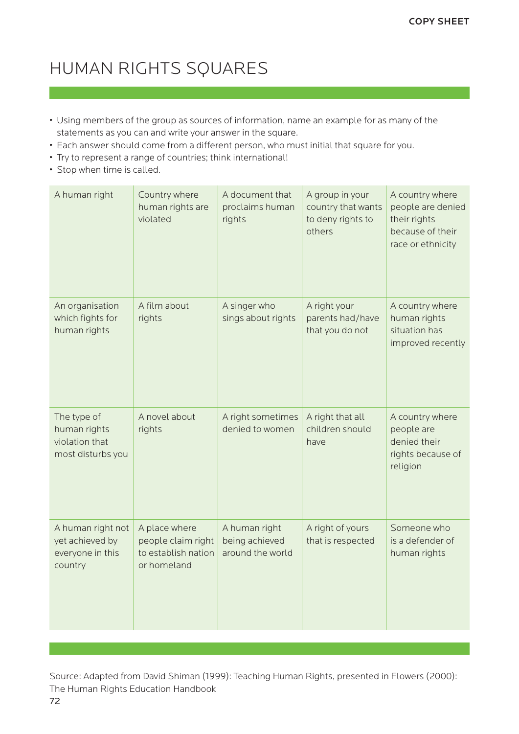COPY SHEET

# HUMAN RIGHTS SQUARES

- Using members of the group as sources of information, name an example for as many of the statements as you can and write your answer in the square.
- Each answer should come from a different person, who must initial that square for you.
- Try to represent a range of countries; think international!
- Stop when time is called.

| | | | | |
|---|---|---|---|---|
| A human right | Country where human rights are violated | A document that proclaims human rights | A group in your country that wants to deny rights to others | A country where people are denied their rights because of their race or ethnicity |
| An organisation which fights for human rights | A film about rights | A singer who sings about rights | A right your parents had/have that you do not | A country where human rights situation has improved recently |
| The type of human rights violation that most disturbs you | A novel about rights | A right sometimes denied to women | A right that all children should have | A country where people are denied their rights because of religion |
| A human right not yet achieved by everyone in this country | A place where people claim right to establish nation or homeland | A human right being achieved around the world | A right of yours that is respected | Someone who is a defender of human rights |

Source: Adapted from David Shiman (1999): Teaching Human Rights, presented in Flowers (2000): The Human Rights Education Handbook